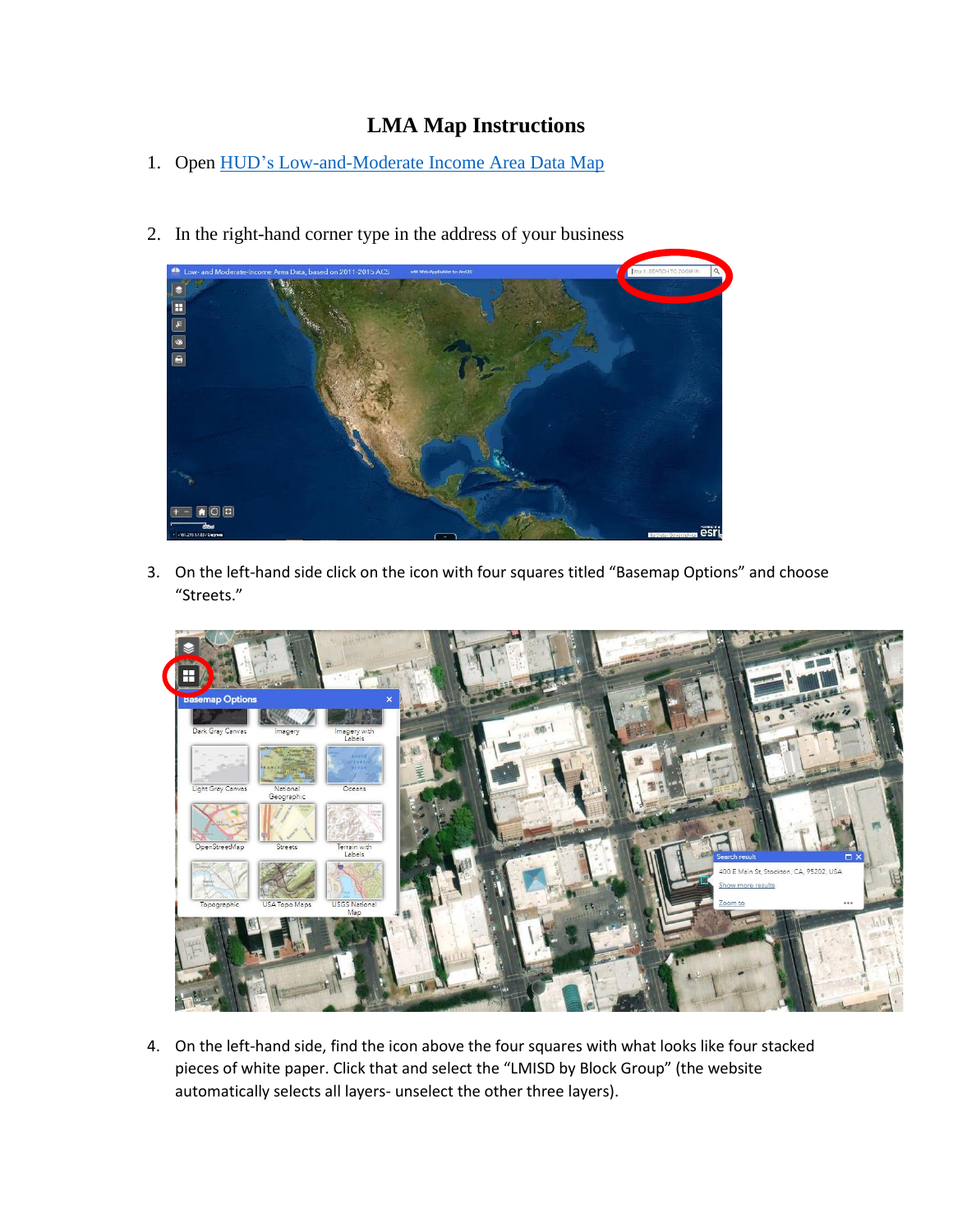# LMA Map Instructions

1. Open HUD's Low-and-Moderate Income Area Data Map

2. In the right-hand corner type in the address of your business

3. On the left-hand side click on the icon with four squares titled "Basemap Options" and choose "Streets."

4. On the left-hand side, find the icon above the four squares with what looks like four stacked pieces of white paper. Click that and select the "LMISD by Block Group" (the website automatically selects all layers- unselect the other three layers).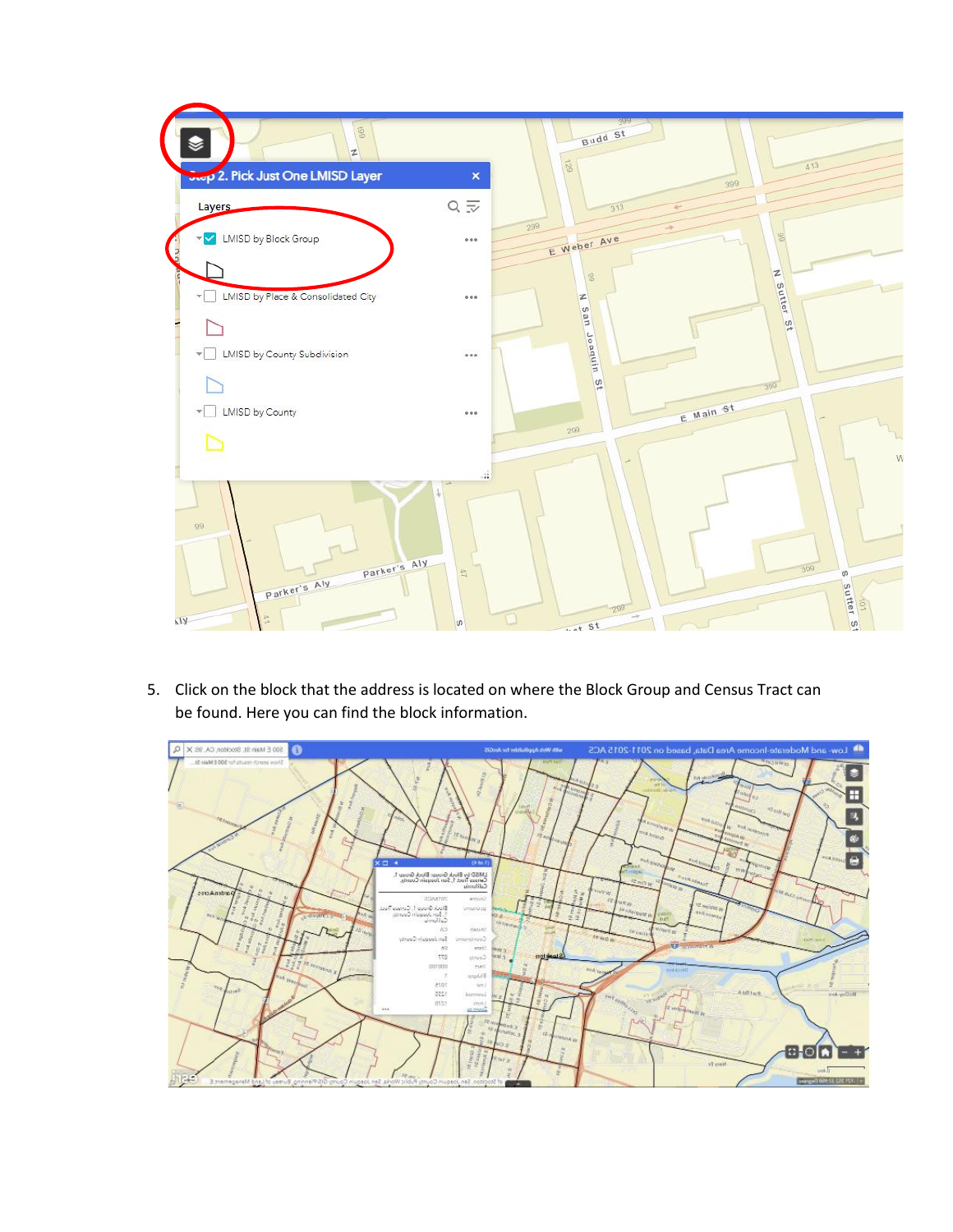5. Click on the block that the address is located on where the Block Group and Census Tract can be found. Here you can find the block information.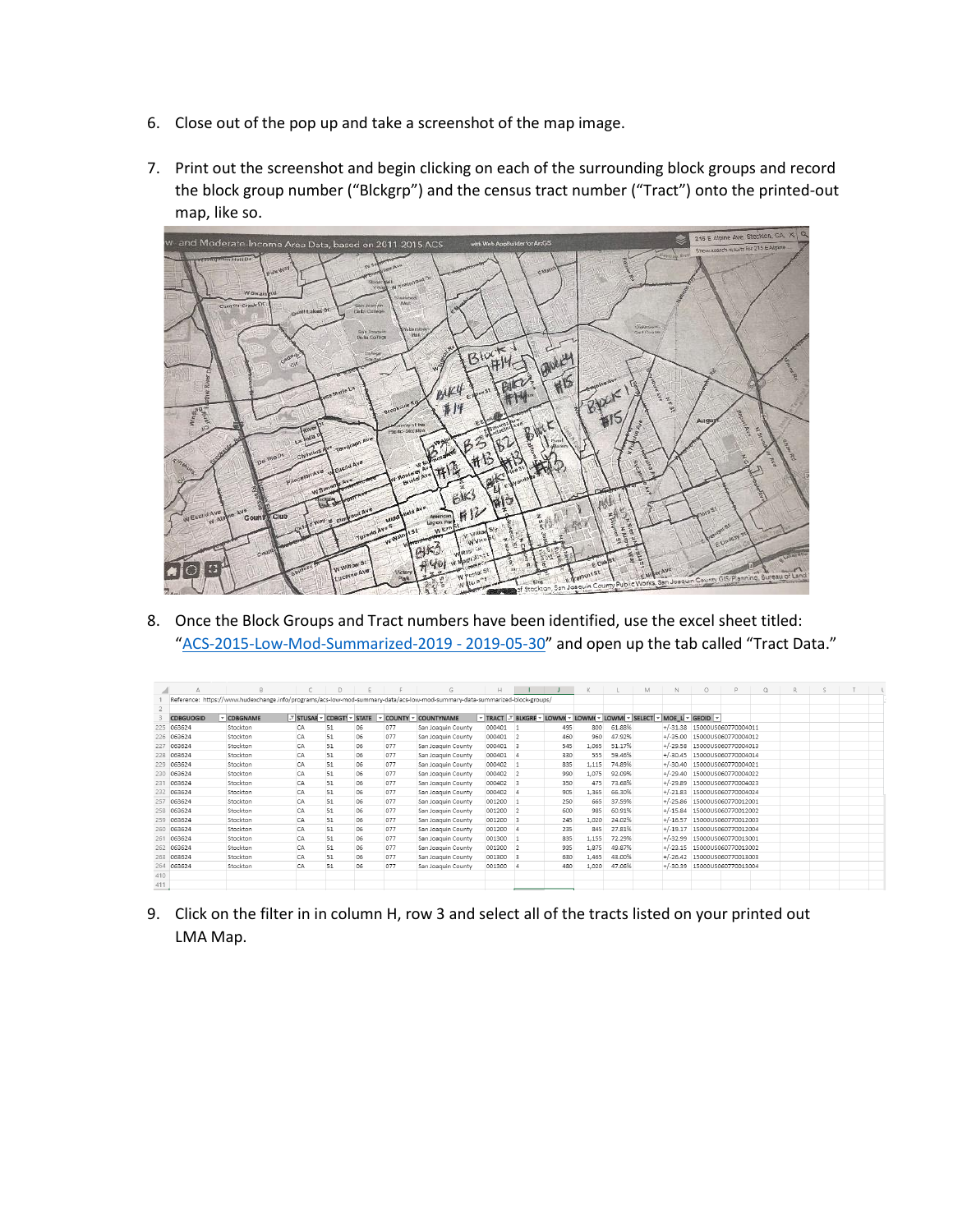6. Close out of the pop up and take a screenshot of the map image.

7. Print out the screenshot and begin clicking on each of the surrounding block groups and record the block group number ("Blckgrp") and the census tract number ("Tract") onto the printed-out map, like so.

8. Once the Block Groups and Tract numbers have been identified, use the excel sheet titled: "ACS-2015-Low-Mod-Summarized-2019 - 2019-05-30" and open up the tab called "Tract Data."

Reference: https://www.hudexchange.info/programs/acs-low-mod-summary-data/acs-low-mod-summary-data-summarized-block-groups/

| CDBGUOGID | CDBGNAME | STUSAB | CDBGTY | STATE | COUNTY | COUNTYNAME | TRACT | BLKGRP | LOWMOD | LOWMODUNIV | LOWMODPCT | SELECT | MOE_L | GEOID |
|---|---|---|---|---|---|---|---|---|---|---|---|---|---|---|
| 063624 | Stockton | CA | 51 | 06 | 077 | San Joaquin County | 000401 | 1 | 495 | 800 | 61.88% | | +/-31.38 | 15000US060770004011 |
| 063624 | Stockton | CA | 51 | 06 | 077 | San Joaquin County | 000401 | 2 | 460 | 960 | 47.92% | | +/-35.00 | 15000US060770004012 |
| 063624 | Stockton | CA | 51 | 06 | 077 | San Joaquin County | 000401 | 3 | 545 | 1,065 | 51.17% | | +/-29.58 | 15000US060770004013 |
| 063624 | Stockton | CA | 51 | 06 | 077 | San Joaquin County | 000401 | 4 | 330 | 555 | 59.46% | | +/-30.45 | 15000US060770004014 |
| 063624 | Stockton | CA | 51 | 06 | 077 | San Joaquin County | 000402 | 1 | 835 | 1,115 | 74.89% | | +/-30.40 | 15000US060770004021 |
| 063624 | Stockton | CA | 51 | 06 | 077 | San Joaquin County | 000402 | 2 | 990 | 1,075 | 92.09% | | +/-29.40 | 15000US060770004022 |
| 063624 | Stockton | CA | 51 | 06 | 077 | San Joaquin County | 000402 | 3 | 350 | 475 | 73.68% | | +/-29.89 | 15000US060770004023 |
| 063624 | Stockton | CA | 51 | 06 | 077 | San Joaquin County | 000402 | 4 | 905 | 1,365 | 66.30% | | +/-21.83 | 15000US060770004024 |
| 063624 | Stockton | CA | 51 | 06 | 077 | San Joaquin County | 001200 | 1 | 250 | 665 | 37.59% | | +/-25.86 | 15000US060770012001 |
| 063624 | Stockton | CA | 51 | 06 | 077 | San Joaquin County | 001200 | 2 | 600 | 985 | 60.91% | | +/-15.84 | 15000US060770012002 |
| 063624 | Stockton | CA | 51 | 06 | 077 | San Joaquin County | 001200 | 3 | 245 | 1,020 | 24.02% | | +/-16.57 | 15000US060770012003 |
| 063624 | Stockton | CA | 51 | 06 | 077 | San Joaquin County | 001200 | 4 | 235 | 845 | 27.81% | | +/-19.17 | 15000US060770012004 |
| 063624 | Stockton | CA | 51 | 06 | 077 | San Joaquin County | 001300 | 1 | 835 | 1,155 | 72.29% | | +/-32.99 | 15000US060770013001 |
| 063624 | Stockton | CA | 51 | 06 | 077 | San Joaquin County | 001300 | 2 | 935 | 1,875 | 49.87% | | +/-23.15 | 15000US060770013002 |
| 063624 | Stockton | CA | 51 | 06 | 077 | San Joaquin County | 001300 | 3 | 630 | 1,465 | 43.00% | | +/-26.42 | 15000US060770013003 |
| 063624 | Stockton | CA | 51 | 06 | 077 | San Joaquin County | 001300 | 4 | 480 | 1,020 | 47.06% | | +/-30.39 | 15000US060770013004 |

9. Click on the filter in in column H, row 3 and select all of the tracts listed on your printed out LMA Map.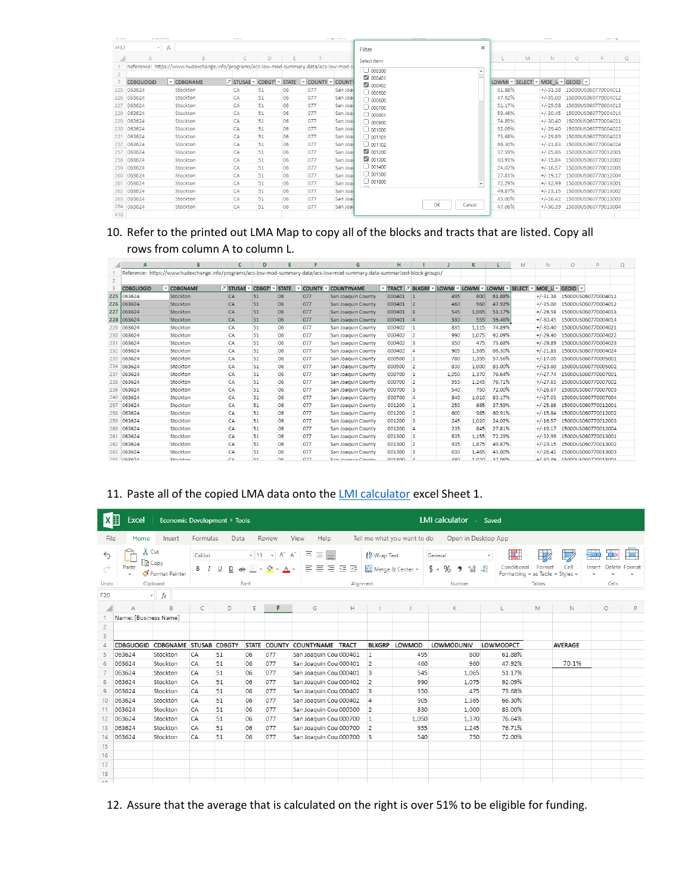10. Refer to the printed out LMA Map to copy all of the blocks and tracts that are listed. Copy all rows from column A to column L.

11. Paste all of the copied LMA data onto the LMI calculator excel Sheet 1.

12. Assure that the average that is calculated on the right is over 51% to be eligible for funding.